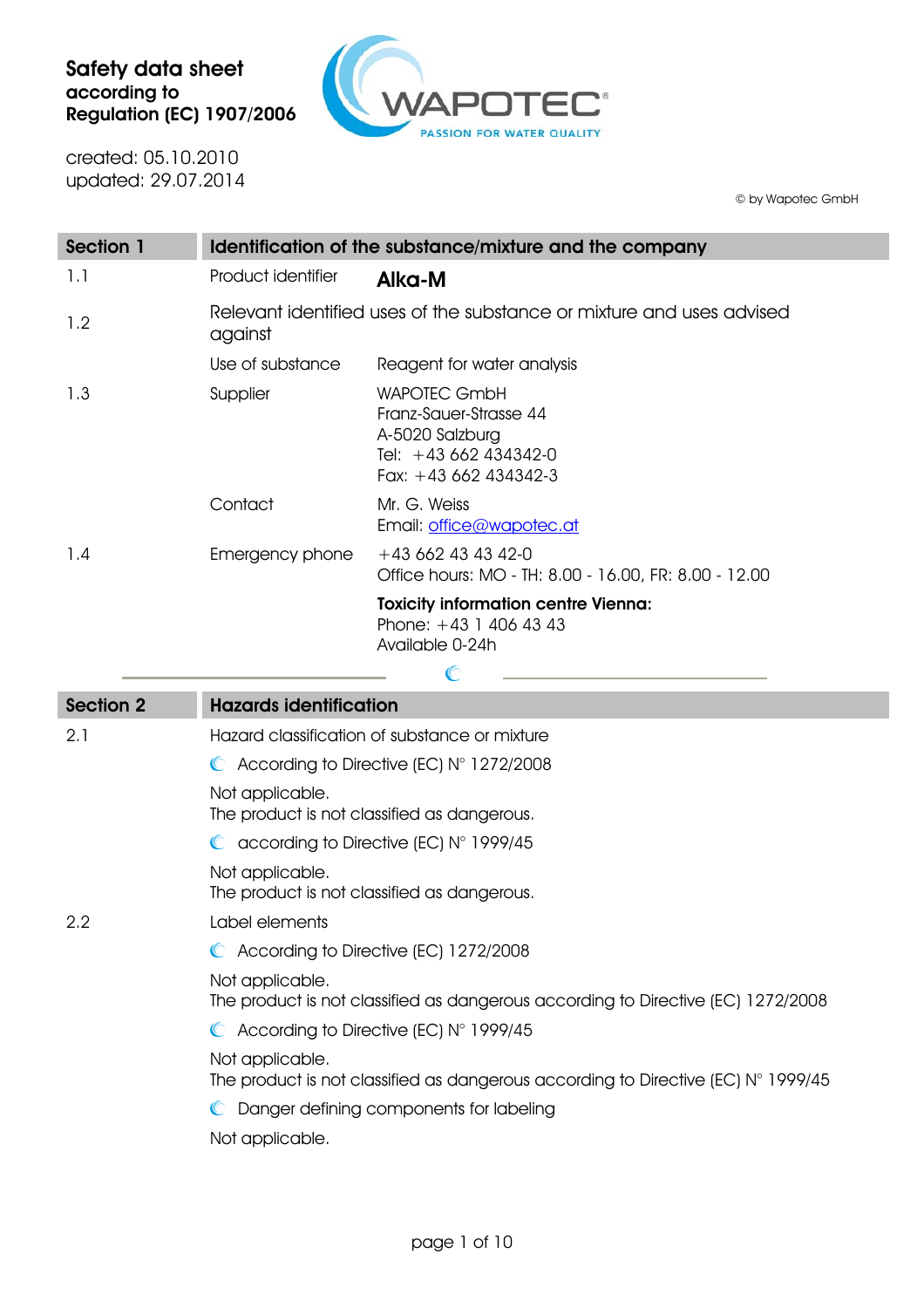# Safety data sheet according to Regulation (EC) 1907/2006

WAPOTEC®
PASSION FOR WATER QUALITY

created: 05.10.2010
updated: 29.07.2014

© by Wapotec GmbH

| Section 1 | Identification of the substance/mixture and the company | |
|---|---|---|
| 1.1 | Product identifier | **Alka-M** |
| 1.2 | Relevant identified uses of the substance or mixture and uses advised against | |
| | Use of substance | Reagent for water analysis |
| 1.3 | Supplier | WAPOTEC GmbH<br>Franz-Sauer-Strasse 44<br>A-5020 Salzburg<br>Tel: +43 662 434342-0<br>Fax: +43 662 434342-3 |
| | Contact | Mr. G. Weiss<br>Email: office@wapotec.at |
| 1.4 | Emergency phone | +43 662 43 43 42-0<br>Office hours: MO - TH: 8.00 - 16.00, FR: 8.00 - 12.00 |
| | | **Toxicity information centre Vienna:**<br>Phone: +43 1 406 43 43<br>Available 0-24h |

## Section 2 — Hazards identification

**2.1** Hazard classification of substance or mixture

- According to Directive (EC) N° 1272/2008

Not applicable.
The product is not classified as dangerous.

- according to Directive (EC) N° 1999/45

Not applicable.
The product is not classified as dangerous.

**2.2** Label elements

- According to Directive (EC) 1272/2008

Not applicable.
The product is not classified as dangerous according to Directive (EC) 1272/2008

- According to Directive (EC) N° 1999/45

Not applicable.
The product is not classified as dangerous according to Directive (EC) N° 1999/45

- Danger defining components for labeling

Not applicable.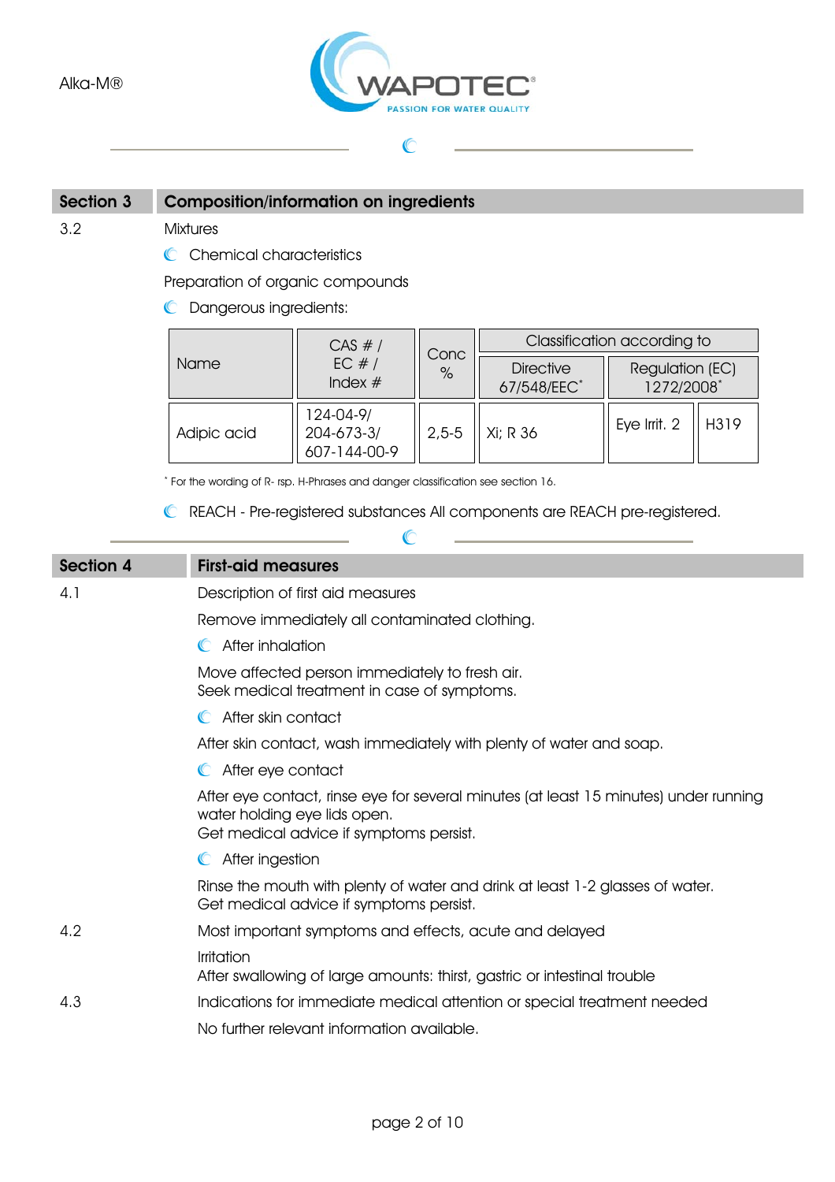## Section 3 Composition/information on ingredients

3.2 Mixtures

- Chemical characteristics

Preparation of organic compounds

- Dangerous ingredients:

| Name | CAS # / EC # / Index # | Conc % | Classification according to | | |
|---|---|---|---|---|---|
| | | | Directive 67/548/EEC* | Regulation (EC) 1272/2008* | |
| Adipic acid | 124-04-9/ 204-673-3/ 607-144-00-9 | 2,5-5 | Xi; R 36 | Eye Irrit. 2 | H319 |

* For the wording of R- rsp. H-Phrases and danger classification see section 16.

- REACH - Pre-registered substances All components are REACH pre-registered.

## Section 4 First-aid measures

4.1 Description of first aid measures

Remove immediately all contaminated clothing.

- After inhalation

Move affected person immediately to fresh air.
Seek medical treatment in case of symptoms.

- After skin contact

After skin contact, wash immediately with plenty of water and soap.

- After eye contact

After eye contact, rinse eye for several minutes (at least 15 minutes) under running water holding eye lids open.
Get medical advice if symptoms persist.

- After ingestion

Rinse the mouth with plenty of water and drink at least 1-2 glasses of water.
Get medical advice if symptoms persist.

4.2 Most important symptoms and effects, acute and delayed

Irritation
After swallowing of large amounts: thirst, gastric or intestinal trouble

4.3 Indications for immediate medical attention or special treatment needed

No further relevant information available.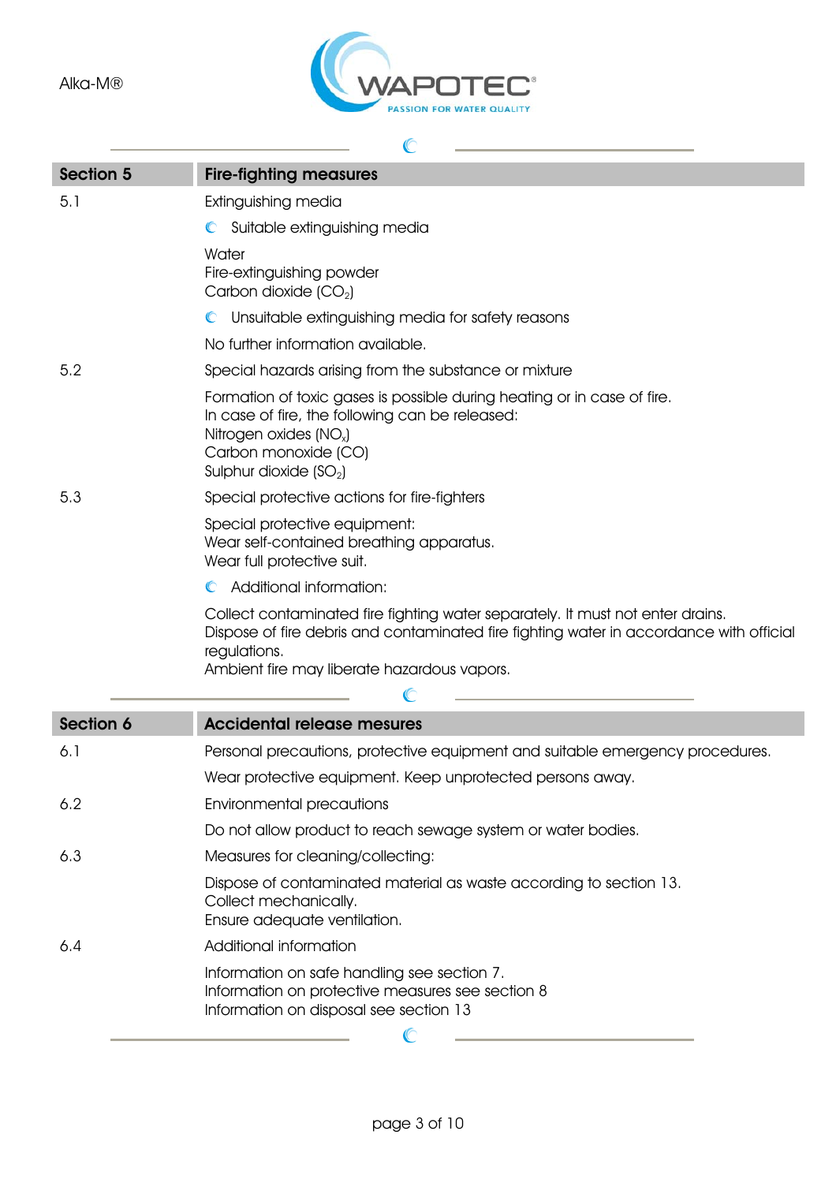## Section 5 Fire-fighting measures

**5.1** Extinguishing media

- Suitable extinguishing media

Water
Fire-extinguishing powder
Carbon dioxide ($CO_2$)

- Unsuitable extinguishing media for safety reasons

No further information available.

**5.2** Special hazards arising from the substance or mixture

Formation of toxic gases is possible during heating or in case of fire.
In case of fire, the following can be released:
Nitrogen oxides ($NO_x$)
Carbon monoxide (CO)
Sulphur dioxide ($SO_2$)

**5.3** Special protective actions for fire-fighters

Special protective equipment:
Wear self-contained breathing apparatus.
Wear full protective suit.

- Additional information:

Collect contaminated fire fighting water separately. It must not enter drains.
Dispose of fire debris and contaminated fire fighting water in accordance with official regulations.
Ambient fire may liberate hazardous vapors.

## Section 6 Accidental release mesures

**6.1** Personal precautions, protective equipment and suitable emergency procedures.

Wear protective equipment. Keep unprotected persons away.

**6.2** Environmental precautions

Do not allow product to reach sewage system or water bodies.

**6.3** Measures for cleaning/collecting:

Dispose of contaminated material as waste according to section 13.
Collect mechanically.
Ensure adequate ventilation.

**6.4** Additional information

Information on safe handling see section 7.
Information on protective measures see section 8
Information on disposal see section 13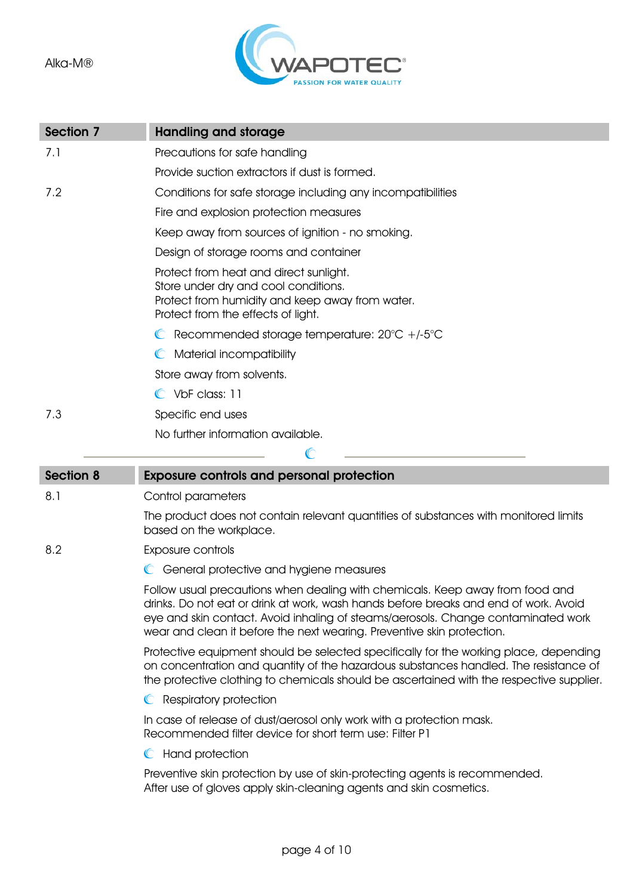## Section 7 Handling and storage

**7.1** Precautions for safe handling

Provide suction extractors if dust is formed.

**7.2** Conditions for safe storage including any incompatibilities

Fire and explosion protection measures

Keep away from sources of ignition - no smoking.

Design of storage rooms and container

Protect from heat and direct sunlight.
Store under dry and cool conditions.
Protect from humidity and keep away from water.
Protect from the effects of light.

- Recommended storage temperature: 20°C +/-5°C
- Material incompatibility

Store away from solvents.

- VbF class: 11

**7.3** Specific end uses

No further information available.

---

## Section 8 Exposure controls and personal protection

**8.1** Control parameters

The product does not contain relevant quantities of substances with monitored limits based on the workplace.

**8.2** Exposure controls

- General protective and hygiene measures

Follow usual precautions when dealing with chemicals. Keep away from food and drinks. Do not eat or drink at work, wash hands before breaks and end of work. Avoid eye and skin contact. Avoid inhaling of steams/aerosols. Change contaminated work wear and clean it before the next wearing. Preventive skin protection.

Protective equipment should be selected specifically for the working place, depending on concentration and quantity of the hazardous substances handled. The resistance of the protective clothing to chemicals should be ascertained with the respective supplier.

- Respiratory protection

In case of release of dust/aerosol only work with a protection mask.
Recommended filter device for short term use: Filter P1

- Hand protection

Preventive skin protection by use of skin-protecting agents is recommended.
After use of gloves apply skin-cleaning agents and skin cosmetics.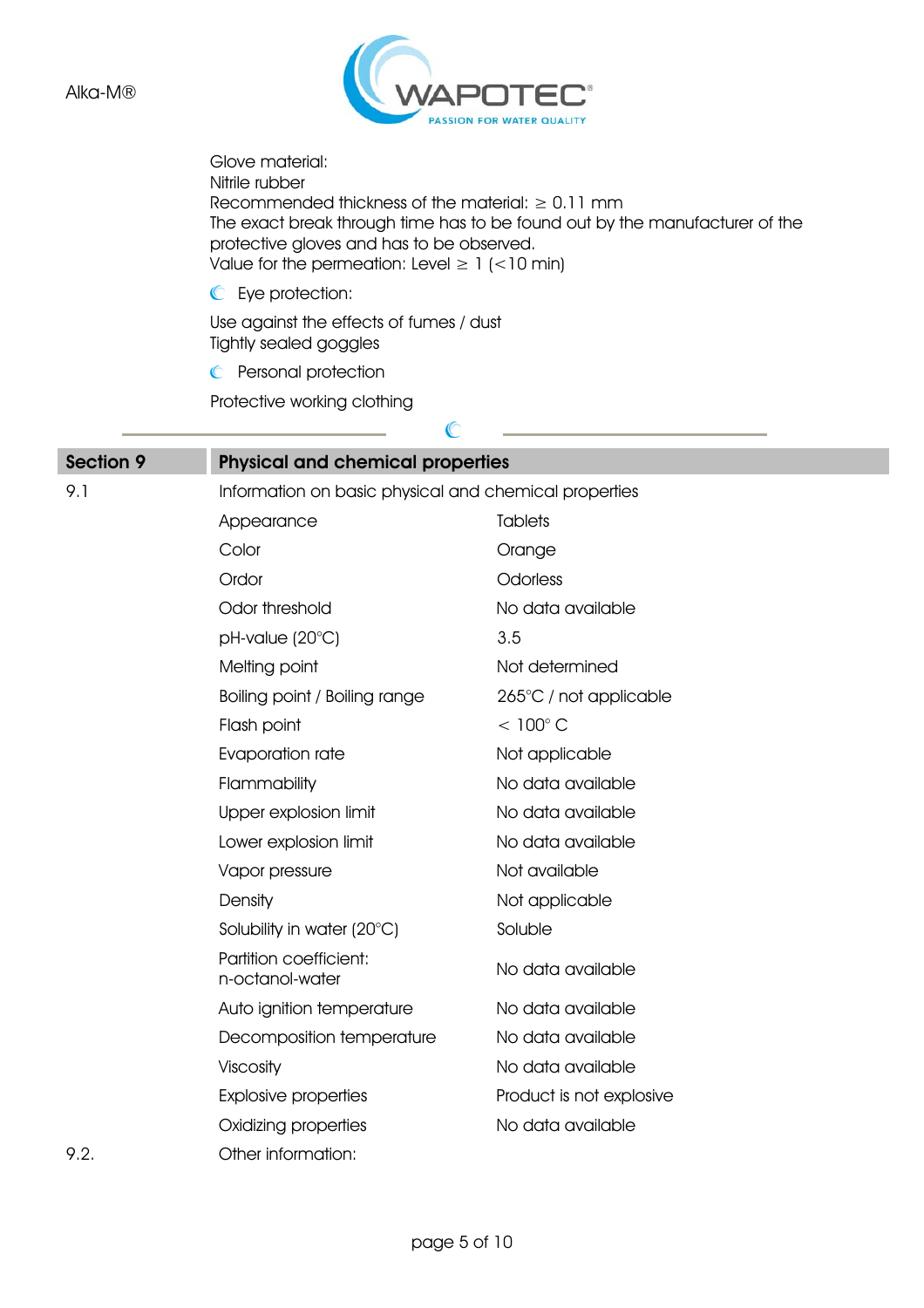Glove material:
Nitrile rubber
Recommended thickness of the material: ≥ 0.11 mm
The exact break through time has to be found out by the manufacturer of the protective gloves and has to be observed.
Value for the permeation: Level ≥ 1 (<10 min)

- Eye protection:

Use against the effects of fumes / dust
Tightly sealed goggles

- Personal protection

Protective working clothing

---

## Section 9 Physical and chemical properties

**9.1** Information on basic physical and chemical properties

| Property | Value |
|---|---|
| Appearance | Tablets |
| Color | Orange |
| Ordor | Odorless |
| Odor threshold | No data available |
| pH-value (20°C) | 3.5 |
| Melting point | Not determined |
| Boiling point / Boiling range | 265°C / not applicable |
| Flash point | < 100° C |
| Evaporation rate | Not applicable |
| Flammability | No data available |
| Upper explosion limit | No data available |
| Lower explosion limit | No data available |
| Vapor pressure | Not available |
| Density | Not applicable |
| Solubility in water (20°C) | Soluble |
| Partition coefficient: n-octanol-water | No data available |
| Auto ignition temperature | No data available |
| Decomposition temperature | No data available |
| Viscosity | No data available |
| Explosive properties | Product is not explosive |
| Oxidizing properties | No data available |

**9.2.** Other information: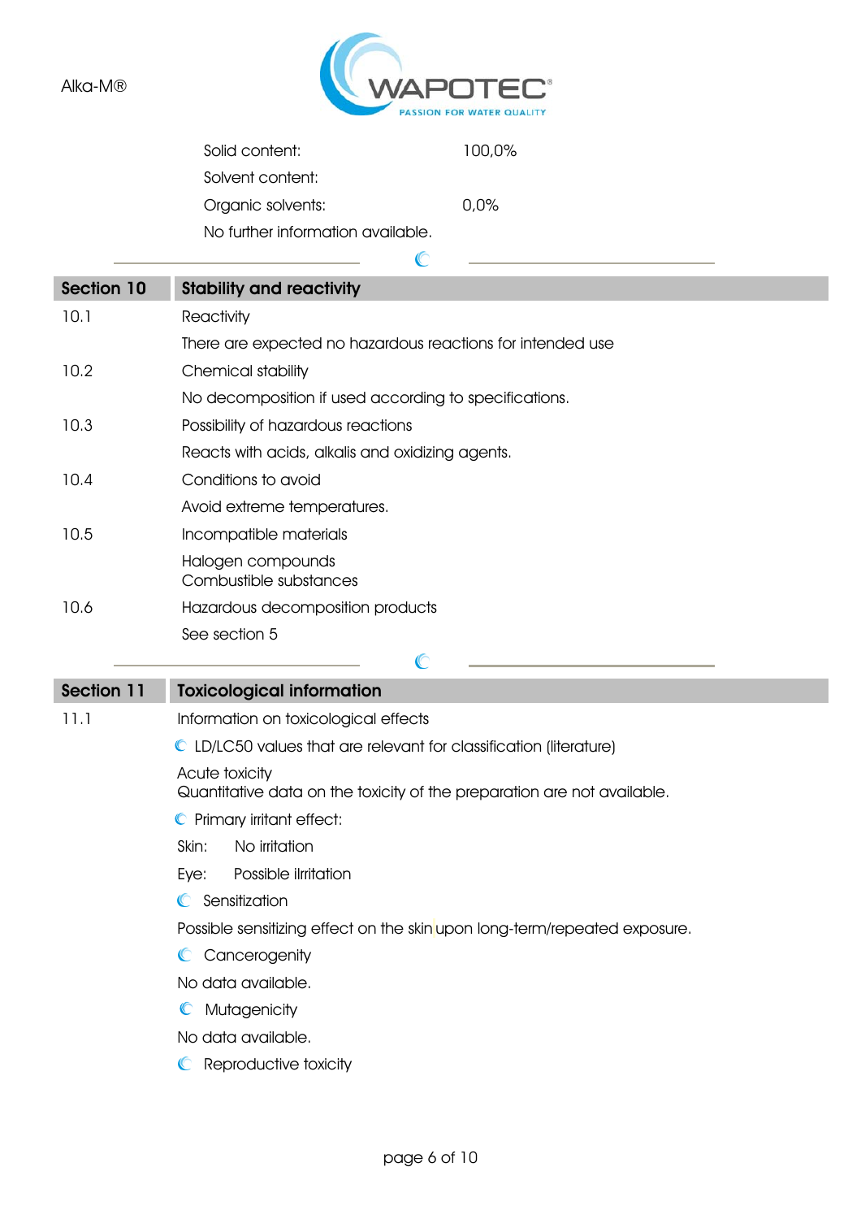Solid content: 100,0%

Solvent content:

Organic solvents: 0,0%

No further information available.

## Section 10 Stability and reactivity

**10.1** Reactivity

There are expected no hazardous reactions for intended use

**10.2** Chemical stability

No decomposition if used according to specifications.

**10.3** Possibility of hazardous reactions

Reacts with acids, alkalis and oxidizing agents.

**10.4** Conditions to avoid

Avoid extreme temperatures.

**10.5** Incompatible materials

Halogen compounds
Combustible substances

**10.6** Hazardous decomposition products

See section 5

## Section 11 Toxicological information

**11.1** Information on toxicological effects

LD/LC50 values that are relevant for classification (literature)

Acute toxicity
Quantitative data on the toxicity of the preparation are not available.

Primary irritant effect:

Skin: No irritation

Eye: Possible ilrritation

Sensitization

Possible sensitizing effect on the skin upon long-term/repeated exposure.

Cancerogenity

No data available.

Mutagenicity

No data available.

Reproductive toxicity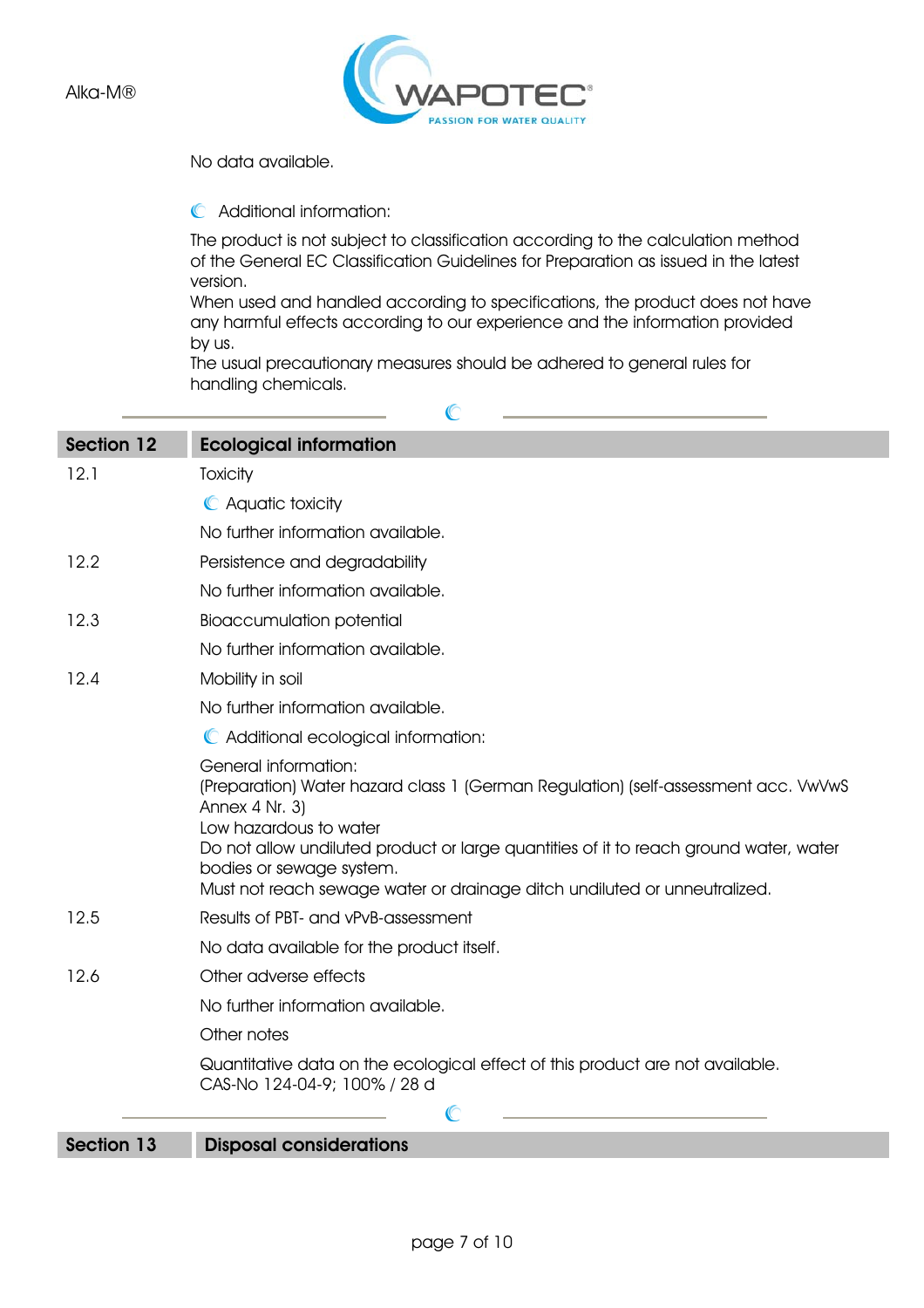No data available.

Additional information:

The product is not subject to classification according to the calculation method of the General EC Classification Guidelines for Preparation as issued in the latest version.
When used and handled according to specifications, the product does not have any harmful effects according to our experience and the information provided by us.
The usual precautionary measures should be adhered to general rules for handling chemicals.

## Section 12 Ecological information

**12.1** Toxicity

Aquatic toxicity

No further information available.

**12.2** Persistence and degradability

No further information available.

**12.3** Bioaccumulation potential

No further information available.

**12.4** Mobility in soil

No further information available.

Additional ecological information:

General information:
(Preparation) Water hazard class 1 (German Regulation) (self-assessment acc. VwVwS Annex 4 Nr. 3)
Low hazardous to water
Do not allow undiluted product or large quantities of it to reach ground water, water bodies or sewage system.
Must not reach sewage water or drainage ditch undiluted or unneutralized.

**12.5** Results of PBT- and vPvB-assessment

No data available for the product itself.

**12.6** Other adverse effects

No further information available.

Other notes

Quantitative data on the ecological effect of this product are not available.
CAS-No 124-04-9; 100% / 28 d

## Section 13 Disposal considerations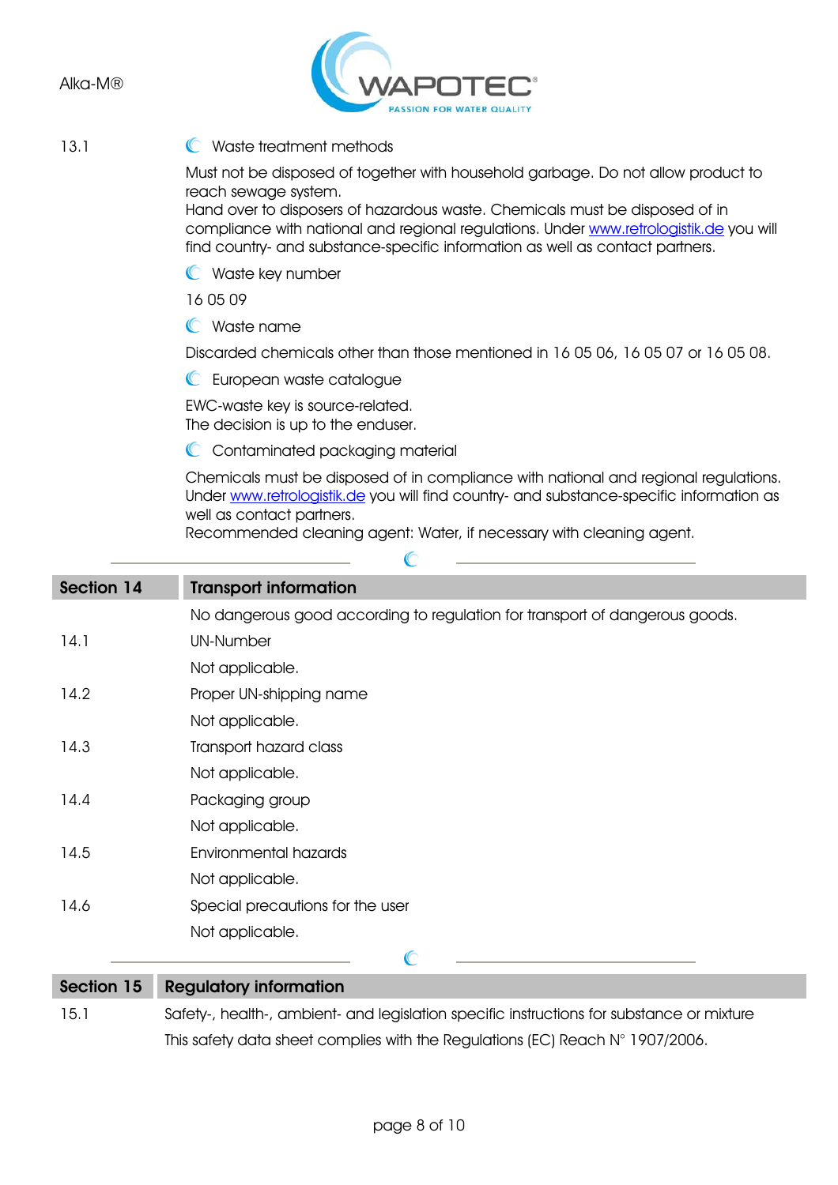13.1 **Waste treatment methods**

Must not be disposed of together with household garbage. Do not allow product to reach sewage system.
Hand over to disposers of hazardous waste. Chemicals must be disposed of in compliance with national and regional regulations. Under www.retrologistik.de you will find country- and substance-specific information as well as contact partners.

**Waste key number**

16 05 09

**Waste name**

Discarded chemicals other than those mentioned in 16 05 06, 16 05 07 or 16 05 08.

**European waste catalogue**

EWC-waste key is source-related.
The decision is up to the enduser.

**Contaminated packaging material**

Chemicals must be disposed of in compliance with national and regional regulations. Under www.retrologistik.de you will find country- and substance-specific information as well as contact partners.
Recommended cleaning agent: Water, if necessary with cleaning agent.

## Section 14 Transport information

No dangerous good according to regulation for transport of dangerous goods.

14.1 UN-Number

Not applicable.

14.2 Proper UN-shipping name

Not applicable.

14.3 Transport hazard class

Not applicable.

14.4 Packaging group

Not applicable.

14.5 Environmental hazards

Not applicable.

14.6 Special precautions for the user

Not applicable.

## Section 15 Regulatory information

15.1 Safety-, health-, ambient- and legislation specific instructions for substance or mixture

This safety data sheet complies with the Regulations (EC) Reach N° 1907/2006.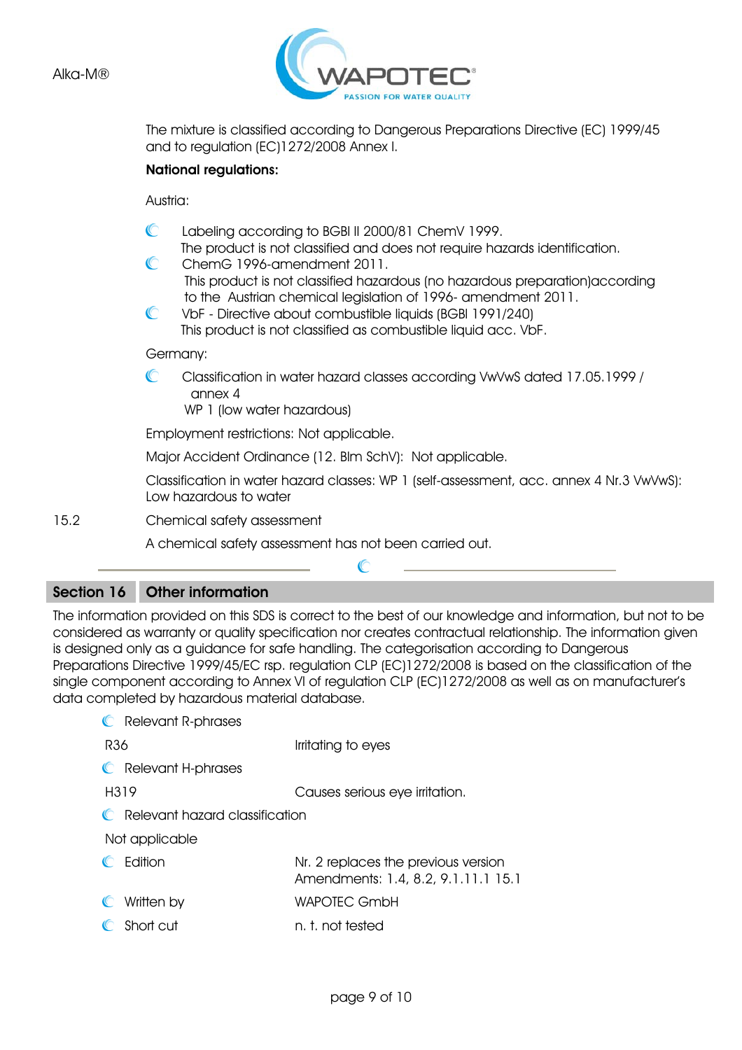The mixture is classified according to Dangerous Preparations Directive (EC) 1999/45 and to regulation (EC)1272/2008 Annex I.

**National regulations:**

Austria:

- Labeling according to BGBl II 2000/81 ChemV 1999.
  The product is not classified and does not require hazards identification.
- ChemG 1996-amendment 2011.
  This product is not classified hazardous (no hazardous preparation)according to the Austrian chemical legislation of 1996- amendment 2011.
- VbF - Directive about combustible liquids (BGBl 1991/240)
  This product is not classified as combustible liquid acc. VbF.

Germany:

- Classification in water hazard classes according VwVwS dated 17.05.1999 / annex 4
  WP 1 (low water hazardous)

Employment restrictions: Not applicable.

Major Accident Ordinance (12. Blm SchV): Not applicable.

Classification in water hazard classes: WP 1 (self-assessment, acc. annex 4 Nr.3 VwVwS): Low hazardous to water

15.2 Chemical safety assessment

A chemical safety assessment has not been carried out.

## Section 16 Other information

The information provided on this SDS is correct to the best of our knowledge and information, but not to be considered as warranty or quality specification nor creates contractual relationship. The information given is designed only as a guidance for safe handling. The categorisation according to Dangerous Preparations Directive 1999/45/EC rsp. regulation CLP (EC)1272/2008 is based on the classification of the single component according to Annex VI of regulation CLP (EC)1272/2008 as well as on manufacturer's data completed by hazardous material database.

- Relevant R-phrases

| | |
|---|---|
| R36 | Irritating to eyes |

- Relevant H-phrases

| | |
|---|---|
| H319 | Causes serious eye irritation. |

- Relevant hazard classification

Not applicable

| | |
|---|---|
| Edition | Nr. 2 replaces the previous version<br>Amendments: 1.4, 8.2, 9.1.11.1 15.1 |
| Written by | WAPOTEC GmbH |
| Short cut | n. t. not tested |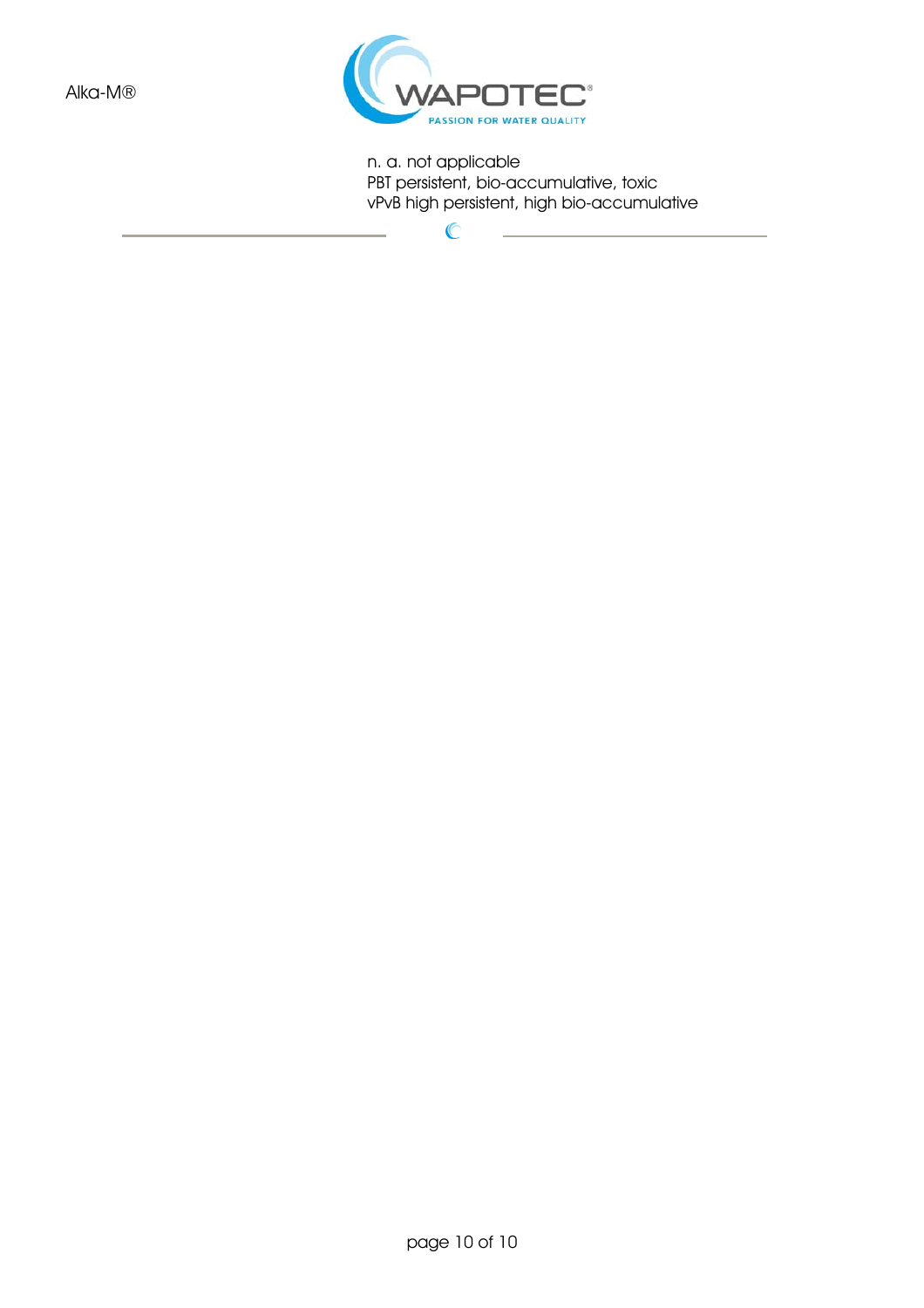n. a. not applicable
PBT persistent, bio-accumulative, toxic
vPvB high persistent, high bio-accumulative